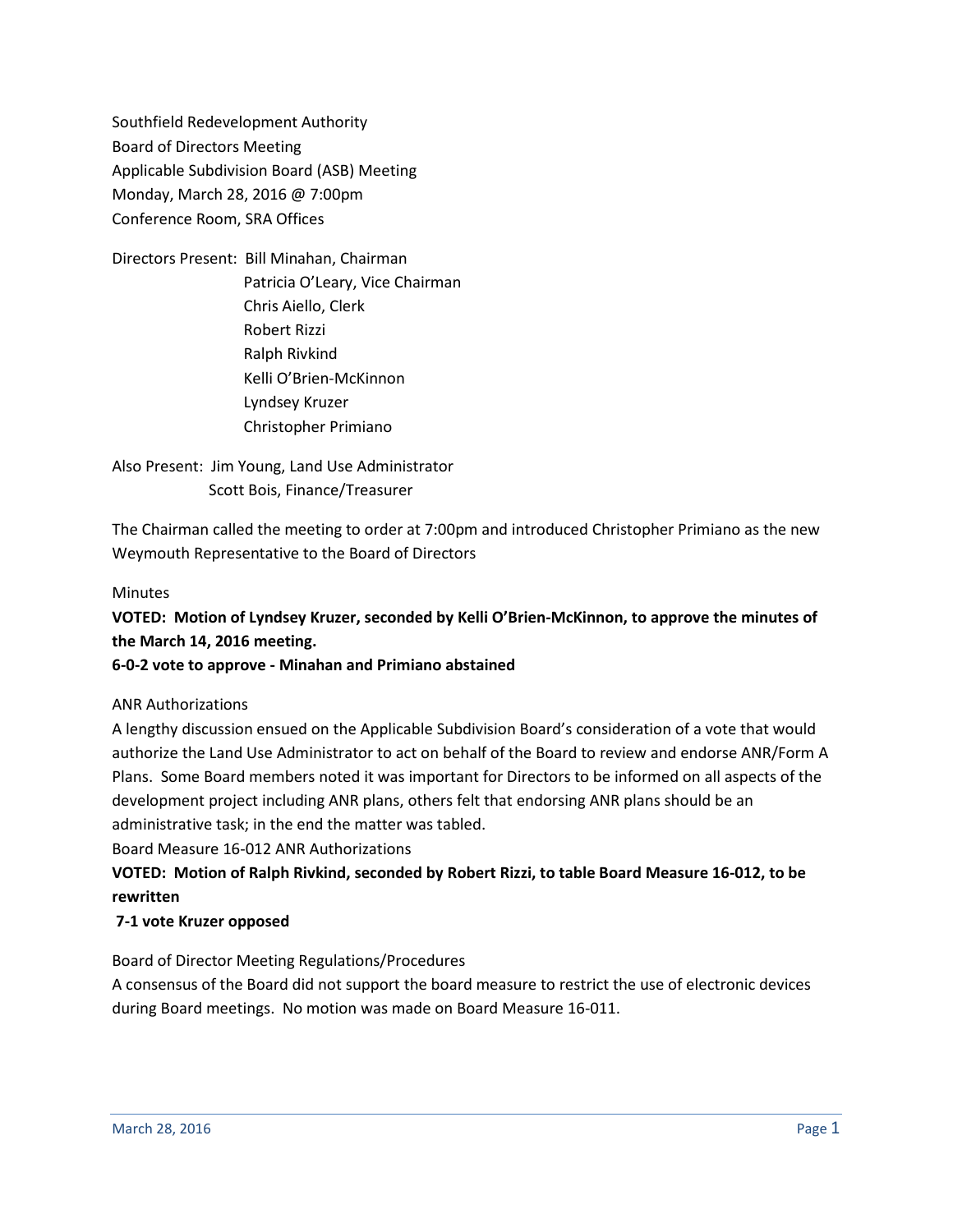Southfield Redevelopment Authority
Board of Directors Meeting
Applicable Subdivision Board (ASB) Meeting
Monday, March 28, 2016 @ 7:00pm
Conference Room, SRA Offices

Directors Present: Bill Minahan, Chairman
Patricia O'Leary, Vice Chairman
Chris Aiello, Clerk
Robert Rizzi
Ralph Rivkind
Kelli O'Brien-McKinnon
Lyndsey Kruzer
Christopher Primiano

Also Present: Jim Young, Land Use Administrator
Scott Bois, Finance/Treasurer

The Chairman called the meeting to order at 7:00pm and introduced Christopher Primiano as the new Weymouth Representative to the Board of Directors

Minutes

**VOTED: Motion of Lyndsey Kruzer, seconded by Kelli O'Brien-McKinnon, to approve the minutes of the March 14, 2016 meeting.**
**6-0-2 vote to approve - Minahan and Primiano abstained**

ANR Authorizations

A lengthy discussion ensued on the Applicable Subdivision Board's consideration of a vote that would authorize the Land Use Administrator to act on behalf of the Board to review and endorse ANR/Form A Plans. Some Board members noted it was important for Directors to be informed on all aspects of the development project including ANR plans, others felt that endorsing ANR plans should be an administrative task; in the end the matter was tabled.

Board Measure 16-012 ANR Authorizations

**VOTED: Motion of Ralph Rivkind, seconded by Robert Rizzi, to table Board Measure 16-012, to be rewritten**
**7-1 vote Kruzer opposed**

Board of Director Meeting Regulations/Procedures

A consensus of the Board did not support the board measure to restrict the use of electronic devices during Board meetings. No motion was made on Board Measure 16-011.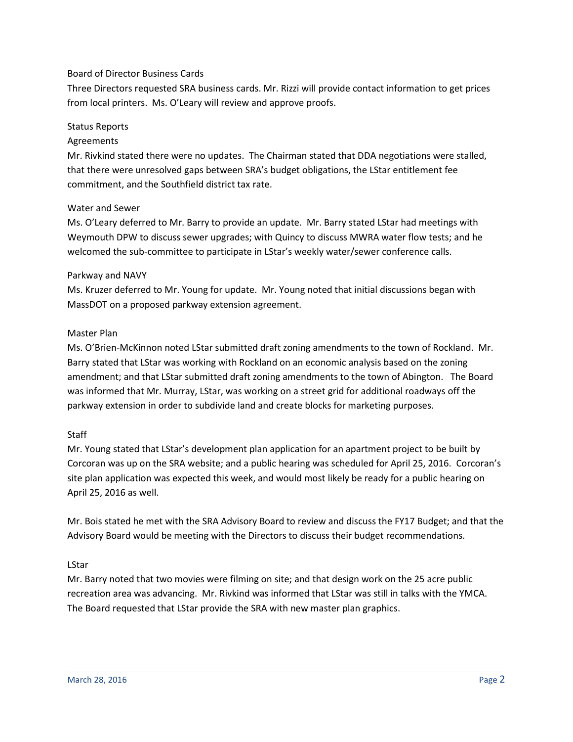### Board of Director Business Cards

Three Directors requested SRA business cards. Mr. Rizzi will provide contact information to get prices from local printers. Ms. O'Leary will review and approve proofs.

### Status Reports

#### Agreements

Mr. Rivkind stated there were no updates. The Chairman stated that DDA negotiations were stalled, that there were unresolved gaps between SRA's budget obligations, the LStar entitlement fee commitment, and the Southfield district tax rate.

#### Water and Sewer

Ms. O'Leary deferred to Mr. Barry to provide an update. Mr. Barry stated LStar had meetings with Weymouth DPW to discuss sewer upgrades; with Quincy to discuss MWRA water flow tests; and he welcomed the sub-committee to participate in LStar's weekly water/sewer conference calls.

#### Parkway and NAVY

Ms. Kruzer deferred to Mr. Young for update. Mr. Young noted that initial discussions began with MassDOT on a proposed parkway extension agreement.

#### Master Plan

Ms. O'Brien-McKinnon noted LStar submitted draft zoning amendments to the town of Rockland. Mr. Barry stated that LStar was working with Rockland on an economic analysis based on the zoning amendment; and that LStar submitted draft zoning amendments to the town of Abington. The Board was informed that Mr. Murray, LStar, was working on a street grid for additional roadways off the parkway extension in order to subdivide land and create blocks for marketing purposes.

#### Staff

Mr. Young stated that LStar's development plan application for an apartment project to be built by Corcoran was up on the SRA website; and a public hearing was scheduled for April 25, 2016. Corcoran's site plan application was expected this week, and would most likely be ready for a public hearing on April 25, 2016 as well.

Mr. Bois stated he met with the SRA Advisory Board to review and discuss the FY17 Budget; and that the Advisory Board would be meeting with the Directors to discuss their budget recommendations.

#### LStar

Mr. Barry noted that two movies were filming on site; and that design work on the 25 acre public recreation area was advancing. Mr. Rivkind was informed that LStar was still in talks with the YMCA. The Board requested that LStar provide the SRA with new master plan graphics.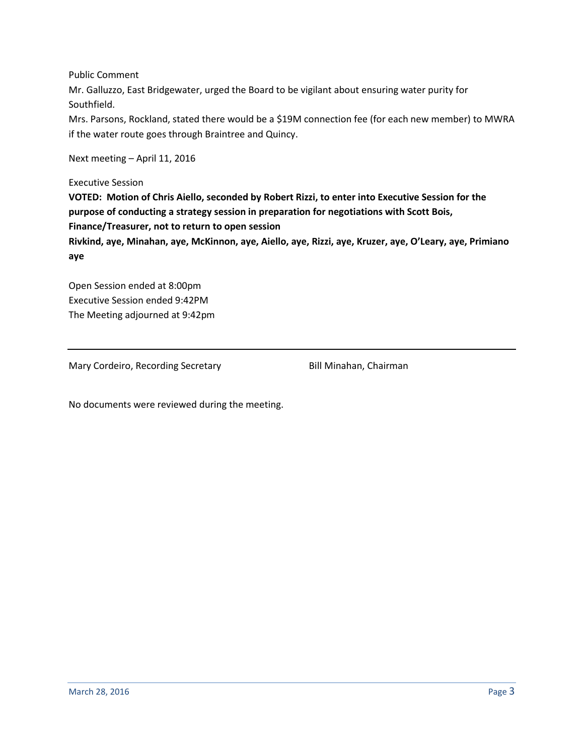Public Comment

Mr. Galluzzo, East Bridgewater, urged the Board to be vigilant about ensuring water purity for Southfield.

Mrs. Parsons, Rockland, stated there would be a $19M connection fee (for each new member) to MWRA if the water route goes through Braintree and Quincy.

Next meeting – April 11, 2016

Executive Session

**VOTED: Motion of Chris Aiello, seconded by Robert Rizzi, to enter into Executive Session for the purpose of conducting a strategy session in preparation for negotiations with Scott Bois, Finance/Treasurer, not to return to open session**

**Rivkind, aye, Minahan, aye, McKinnon, aye, Aiello, aye, Rizzi, aye, Kruzer, aye, O'Leary, aye, Primiano aye**

Open Session ended at 8:00pm
Executive Session ended 9:42PM
The Meeting adjourned at 9:42pm

---

Mary Cordeiro, Recording Secretary

Bill Minahan, Chairman

No documents were reviewed during the meeting.